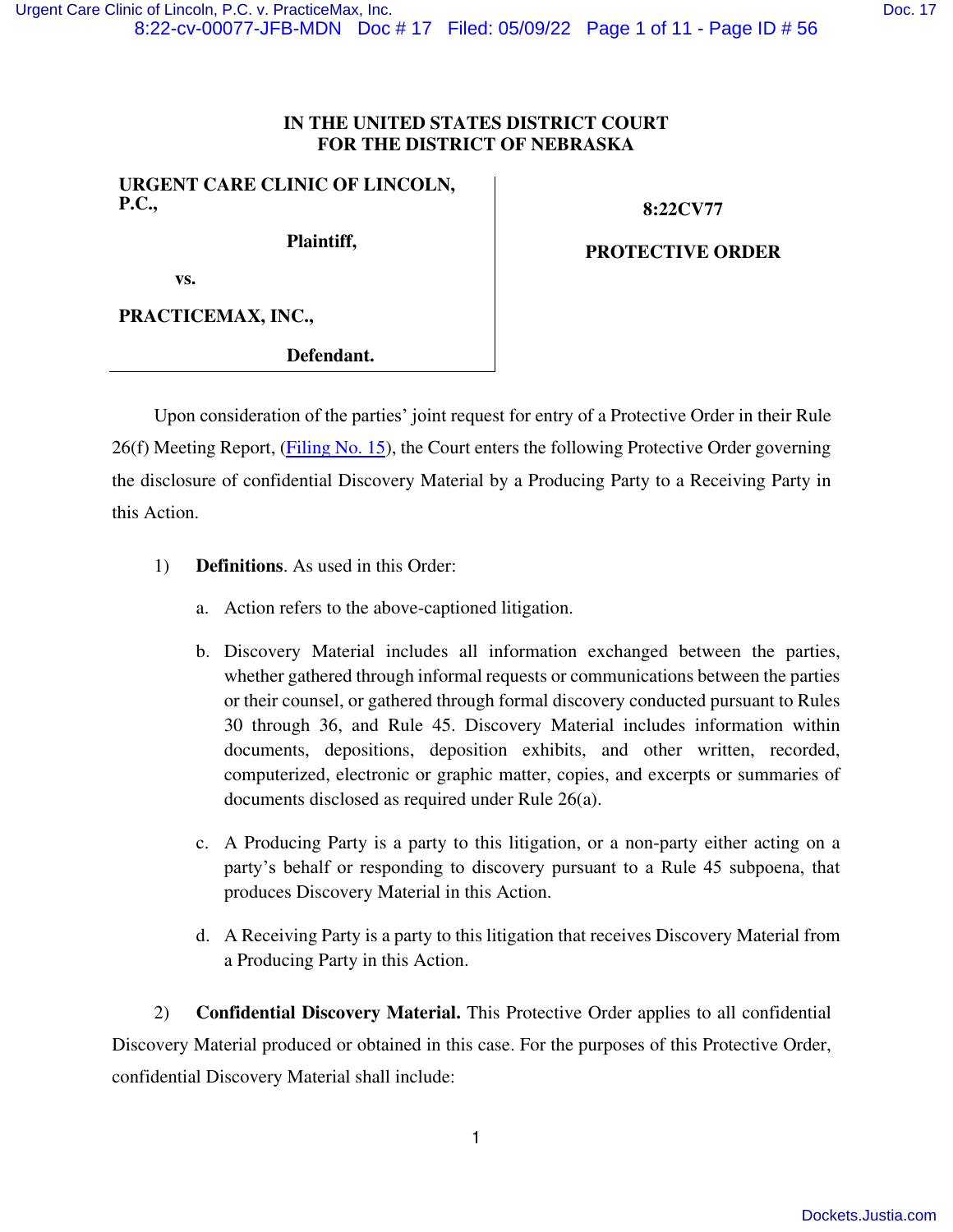**IN THE UNITED STATES DISTRICT COURT**
**FOR THE DISTRICT OF NEBRASKA**

**URGENT CARE CLINIC OF LINCOLN, P.C.,**

**Plaintiff,**

**vs.**

**PRACTICEMAX, INC.,**

**Defendant.**

**8:22CV77**

**PROTECTIVE ORDER**

Upon consideration of the parties' joint request for entry of a Protective Order in their Rule 26(f) Meeting Report, (Filing No. 15), the Court enters the following Protective Order governing the disclosure of confidential Discovery Material by a Producing Party to a Receiving Party in this Action.

1) **Definitions**. As used in this Order:

   a. Action refers to the above-captioned litigation.

   b. Discovery Material includes all information exchanged between the parties, whether gathered through informal requests or communications between the parties or their counsel, or gathered through formal discovery conducted pursuant to Rules 30 through 36, and Rule 45. Discovery Material includes information within documents, depositions, deposition exhibits, and other written, recorded, computerized, electronic or graphic matter, copies, and excerpts or summaries of documents disclosed as required under Rule 26(a).

   c. A Producing Party is a party to this litigation, or a non-party either acting on a party's behalf or responding to discovery pursuant to a Rule 45 subpoena, that produces Discovery Material in this Action.

   d. A Receiving Party is a party to this litigation that receives Discovery Material from a Producing Party in this Action.

2) **Confidential Discovery Material.** This Protective Order applies to all confidential Discovery Material produced or obtained in this case. For the purposes of this Protective Order, confidential Discovery Material shall include: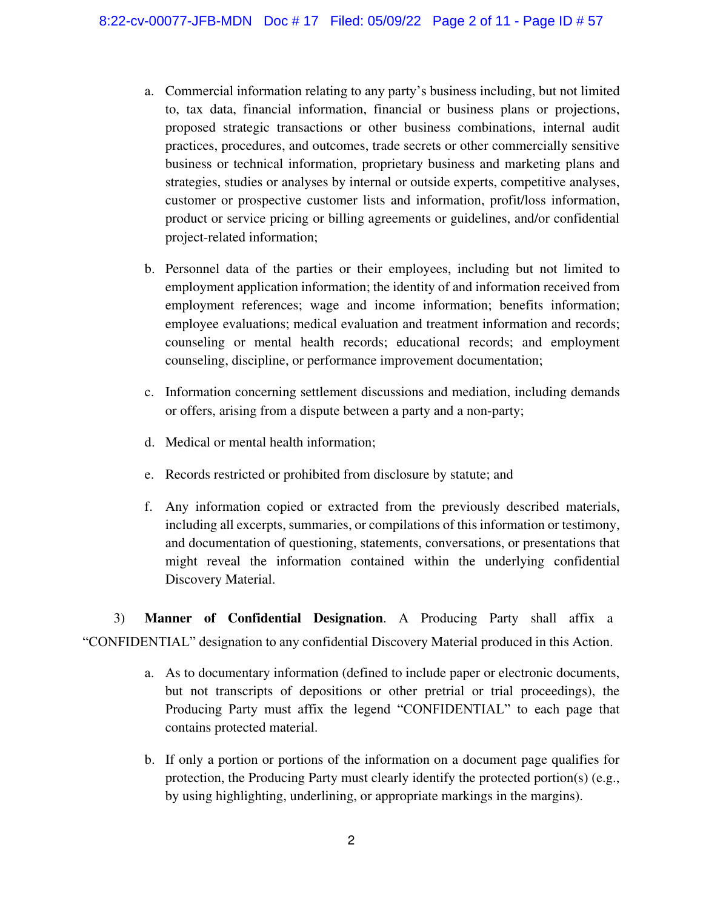a. Commercial information relating to any party's business including, but not limited to, tax data, financial information, financial or business plans or projections, proposed strategic transactions or other business combinations, internal audit practices, procedures, and outcomes, trade secrets or other commercially sensitive business or technical information, proprietary business and marketing plans and strategies, studies or analyses by internal or outside experts, competitive analyses, customer or prospective customer lists and information, profit/loss information, product or service pricing or billing agreements or guidelines, and/or confidential project-related information;

b. Personnel data of the parties or their employees, including but not limited to employment application information; the identity of and information received from employment references; wage and income information; benefits information; employee evaluations; medical evaluation and treatment information and records; counseling or mental health records; educational records; and employment counseling, discipline, or performance improvement documentation;

c. Information concerning settlement discussions and mediation, including demands or offers, arising from a dispute between a party and a non-party;

d. Medical or mental health information;

e. Records restricted or prohibited from disclosure by statute; and

f. Any information copied or extracted from the previously described materials, including all excerpts, summaries, or compilations of this information or testimony, and documentation of questioning, statements, conversations, or presentations that might reveal the information contained within the underlying confidential Discovery Material.

3) **Manner of Confidential Designation**. A Producing Party shall affix a "CONFIDENTIAL" designation to any confidential Discovery Material produced in this Action.

a. As to documentary information (defined to include paper or electronic documents, but not transcripts of depositions or other pretrial or trial proceedings), the Producing Party must affix the legend "CONFIDENTIAL" to each page that contains protected material.

b. If only a portion or portions of the information on a document page qualifies for protection, the Producing Party must clearly identify the protected portion(s) (e.g., by using highlighting, underlining, or appropriate markings in the margins).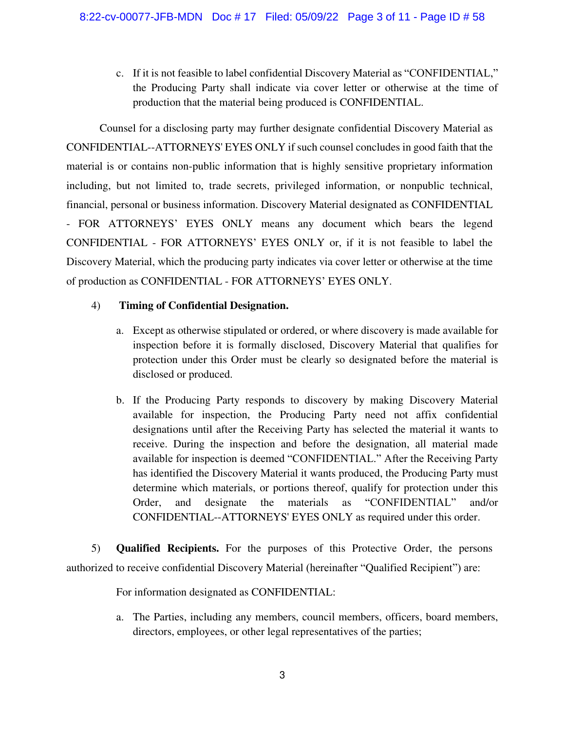c. If it is not feasible to label confidential Discovery Material as "CONFIDENTIAL," the Producing Party shall indicate via cover letter or otherwise at the time of production that the material being produced is CONFIDENTIAL.

Counsel for a disclosing party may further designate confidential Discovery Material as CONFIDENTIAL--ATTORNEYS' EYES ONLY if such counsel concludes in good faith that the material is or contains non-public information that is highly sensitive proprietary information including, but not limited to, trade secrets, privileged information, or nonpublic technical, financial, personal or business information. Discovery Material designated as CONFIDENTIAL - FOR ATTORNEYS' EYES ONLY means any document which bears the legend CONFIDENTIAL - FOR ATTORNEYS' EYES ONLY or, if it is not feasible to label the Discovery Material, which the producing party indicates via cover letter or otherwise at the time of production as CONFIDENTIAL - FOR ATTORNEYS' EYES ONLY.

4) **Timing of Confidential Designation.**

a. Except as otherwise stipulated or ordered, or where discovery is made available for inspection before it is formally disclosed, Discovery Material that qualifies for protection under this Order must be clearly so designated before the material is disclosed or produced.

b. If the Producing Party responds to discovery by making Discovery Material available for inspection, the Producing Party need not affix confidential designations until after the Receiving Party has selected the material it wants to receive. During the inspection and before the designation, all material made available for inspection is deemed "CONFIDENTIAL." After the Receiving Party has identified the Discovery Material it wants produced, the Producing Party must determine which materials, or portions thereof, qualify for protection under this Order, and designate the materials as "CONFIDENTIAL" and/or CONFIDENTIAL--ATTORNEYS' EYES ONLY as required under this order.

5) **Qualified Recipients.** For the purposes of this Protective Order, the persons authorized to receive confidential Discovery Material (hereinafter "Qualified Recipient") are:

For information designated as CONFIDENTIAL:

a. The Parties, including any members, council members, officers, board members, directors, employees, or other legal representatives of the parties;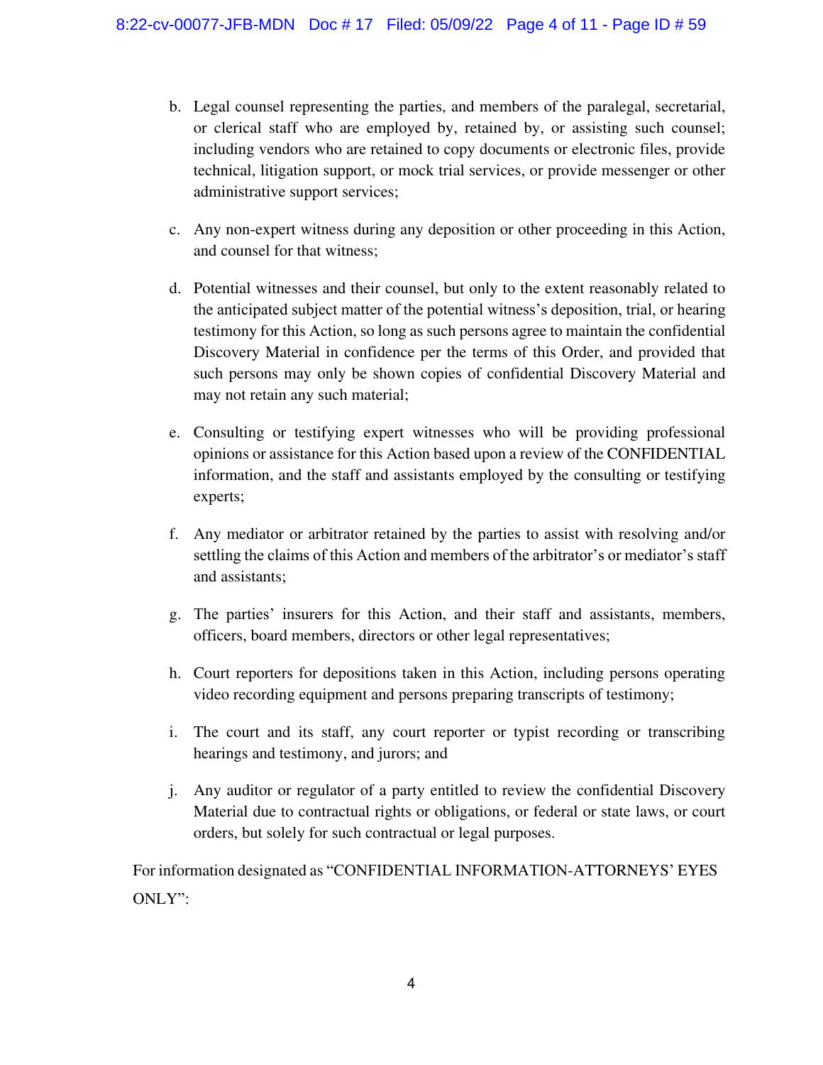b. Legal counsel representing the parties, and members of the paralegal, secretarial, or clerical staff who are employed by, retained by, or assisting such counsel; including vendors who are retained to copy documents or electronic files, provide technical, litigation support, or mock trial services, or provide messenger or other administrative support services;

c. Any non-expert witness during any deposition or other proceeding in this Action, and counsel for that witness;

d. Potential witnesses and their counsel, but only to the extent reasonably related to the anticipated subject matter of the potential witness's deposition, trial, or hearing testimony for this Action, so long as such persons agree to maintain the confidential Discovery Material in confidence per the terms of this Order, and provided that such persons may only be shown copies of confidential Discovery Material and may not retain any such material;

e. Consulting or testifying expert witnesses who will be providing professional opinions or assistance for this Action based upon a review of the CONFIDENTIAL information, and the staff and assistants employed by the consulting or testifying experts;

f. Any mediator or arbitrator retained by the parties to assist with resolving and/or settling the claims of this Action and members of the arbitrator's or mediator's staff and assistants;

g. The parties' insurers for this Action, and their staff and assistants, members, officers, board members, directors or other legal representatives;

h. Court reporters for depositions taken in this Action, including persons operating video recording equipment and persons preparing transcripts of testimony;

i. The court and its staff, any court reporter or typist recording or transcribing hearings and testimony, and jurors; and

j. Any auditor or regulator of a party entitled to review the confidential Discovery Material due to contractual rights or obligations, or federal or state laws, or court orders, but solely for such contractual or legal purposes.

For information designated as "CONFIDENTIAL INFORMATION-ATTORNEYS' EYES ONLY":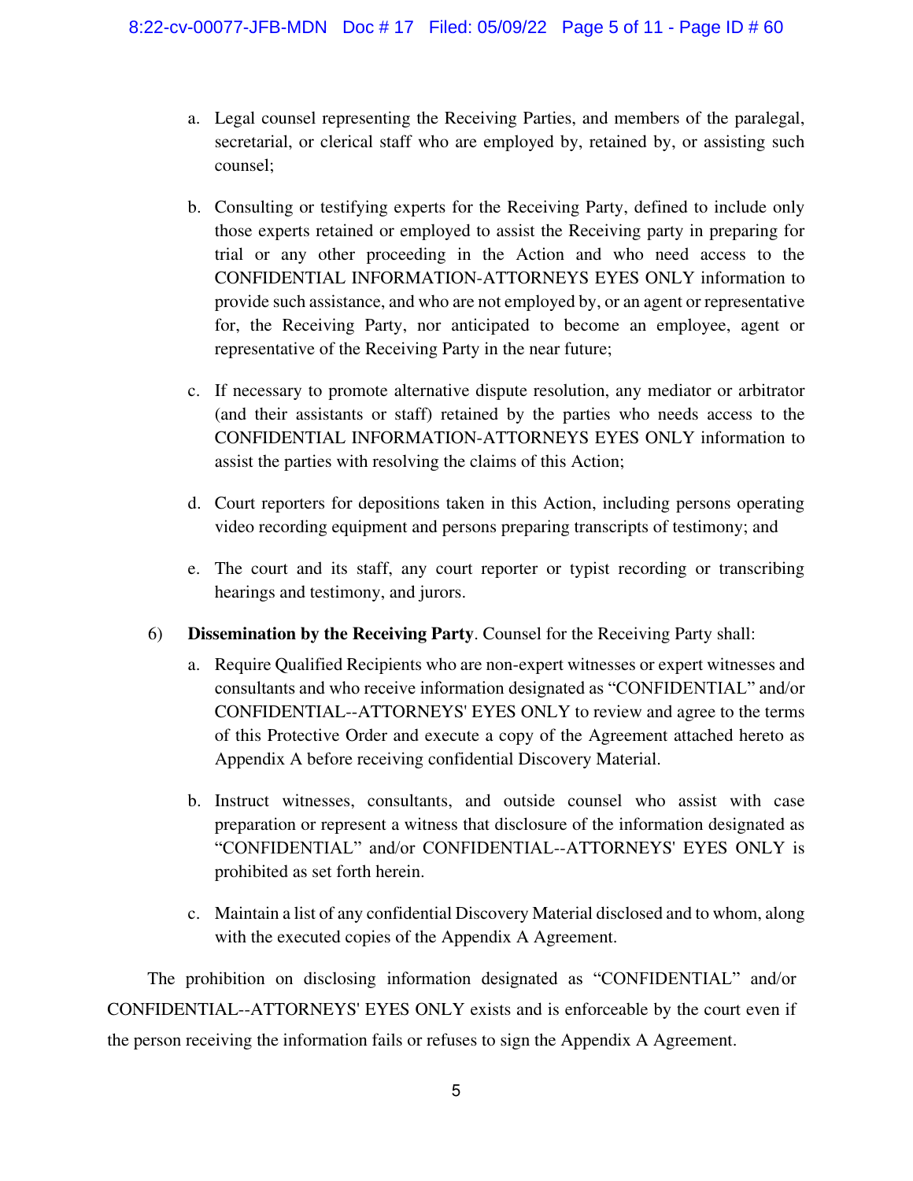a. Legal counsel representing the Receiving Parties, and members of the paralegal, secretarial, or clerical staff who are employed by, retained by, or assisting such counsel;

b. Consulting or testifying experts for the Receiving Party, defined to include only those experts retained or employed to assist the Receiving party in preparing for trial or any other proceeding in the Action and who need access to the CONFIDENTIAL INFORMATION-ATTORNEYS EYES ONLY information to provide such assistance, and who are not employed by, or an agent or representative for, the Receiving Party, nor anticipated to become an employee, agent or representative of the Receiving Party in the near future;

c. If necessary to promote alternative dispute resolution, any mediator or arbitrator (and their assistants or staff) retained by the parties who needs access to the CONFIDENTIAL INFORMATION-ATTORNEYS EYES ONLY information to assist the parties with resolving the claims of this Action;

d. Court reporters for depositions taken in this Action, including persons operating video recording equipment and persons preparing transcripts of testimony; and

e. The court and its staff, any court reporter or typist recording or transcribing hearings and testimony, and jurors.

6) **Dissemination by the Receiving Party**. Counsel for the Receiving Party shall:

a. Require Qualified Recipients who are non-expert witnesses or expert witnesses and consultants and who receive information designated as "CONFIDENTIAL" and/or CONFIDENTIAL--ATTORNEYS' EYES ONLY to review and agree to the terms of this Protective Order and execute a copy of the Agreement attached hereto as Appendix A before receiving confidential Discovery Material.

b. Instruct witnesses, consultants, and outside counsel who assist with case preparation or represent a witness that disclosure of the information designated as "CONFIDENTIAL" and/or CONFIDENTIAL--ATTORNEYS' EYES ONLY is prohibited as set forth herein.

c. Maintain a list of any confidential Discovery Material disclosed and to whom, along with the executed copies of the Appendix A Agreement.

The prohibition on disclosing information designated as "CONFIDENTIAL" and/or CONFIDENTIAL--ATTORNEYS' EYES ONLY exists and is enforceable by the court even if the person receiving the information fails or refuses to sign the Appendix A Agreement.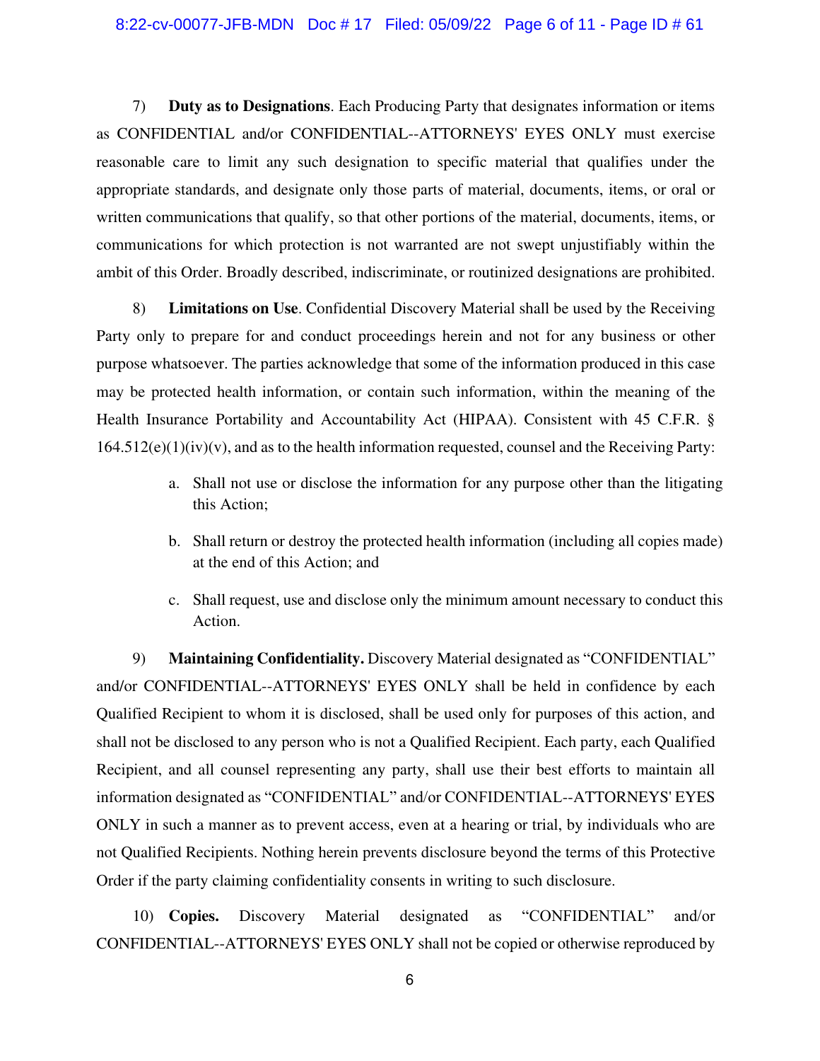7) **Duty as to Designations**. Each Producing Party that designates information or items as CONFIDENTIAL and/or CONFIDENTIAL--ATTORNEYS' EYES ONLY must exercise reasonable care to limit any such designation to specific material that qualifies under the appropriate standards, and designate only those parts of material, documents, items, or oral or written communications that qualify, so that other portions of the material, documents, items, or communications for which protection is not warranted are not swept unjustifiably within the ambit of this Order. Broadly described, indiscriminate, or routinized designations are prohibited.

8) **Limitations on Use**. Confidential Discovery Material shall be used by the Receiving Party only to prepare for and conduct proceedings herein and not for any business or other purpose whatsoever. The parties acknowledge that some of the information produced in this case may be protected health information, or contain such information, within the meaning of the Health Insurance Portability and Accountability Act (HIPAA). Consistent with 45 C.F.R. § 164.512(e)(1)(iv)(v), and as to the health information requested, counsel and the Receiving Party:

a. Shall not use or disclose the information for any purpose other than the litigating this Action;

b. Shall return or destroy the protected health information (including all copies made) at the end of this Action; and

c. Shall request, use and disclose only the minimum amount necessary to conduct this Action.

9) **Maintaining Confidentiality.** Discovery Material designated as "CONFIDENTIAL" and/or CONFIDENTIAL--ATTORNEYS' EYES ONLY shall be held in confidence by each Qualified Recipient to whom it is disclosed, shall be used only for purposes of this action, and shall not be disclosed to any person who is not a Qualified Recipient. Each party, each Qualified Recipient, and all counsel representing any party, shall use their best efforts to maintain all information designated as "CONFIDENTIAL" and/or CONFIDENTIAL--ATTORNEYS' EYES ONLY in such a manner as to prevent access, even at a hearing or trial, by individuals who are not Qualified Recipients. Nothing herein prevents disclosure beyond the terms of this Protective Order if the party claiming confidentiality consents in writing to such disclosure.

10) **Copies.** Discovery Material designated as "CONFIDENTIAL" and/or CONFIDENTIAL--ATTORNEYS' EYES ONLY shall not be copied or otherwise reproduced by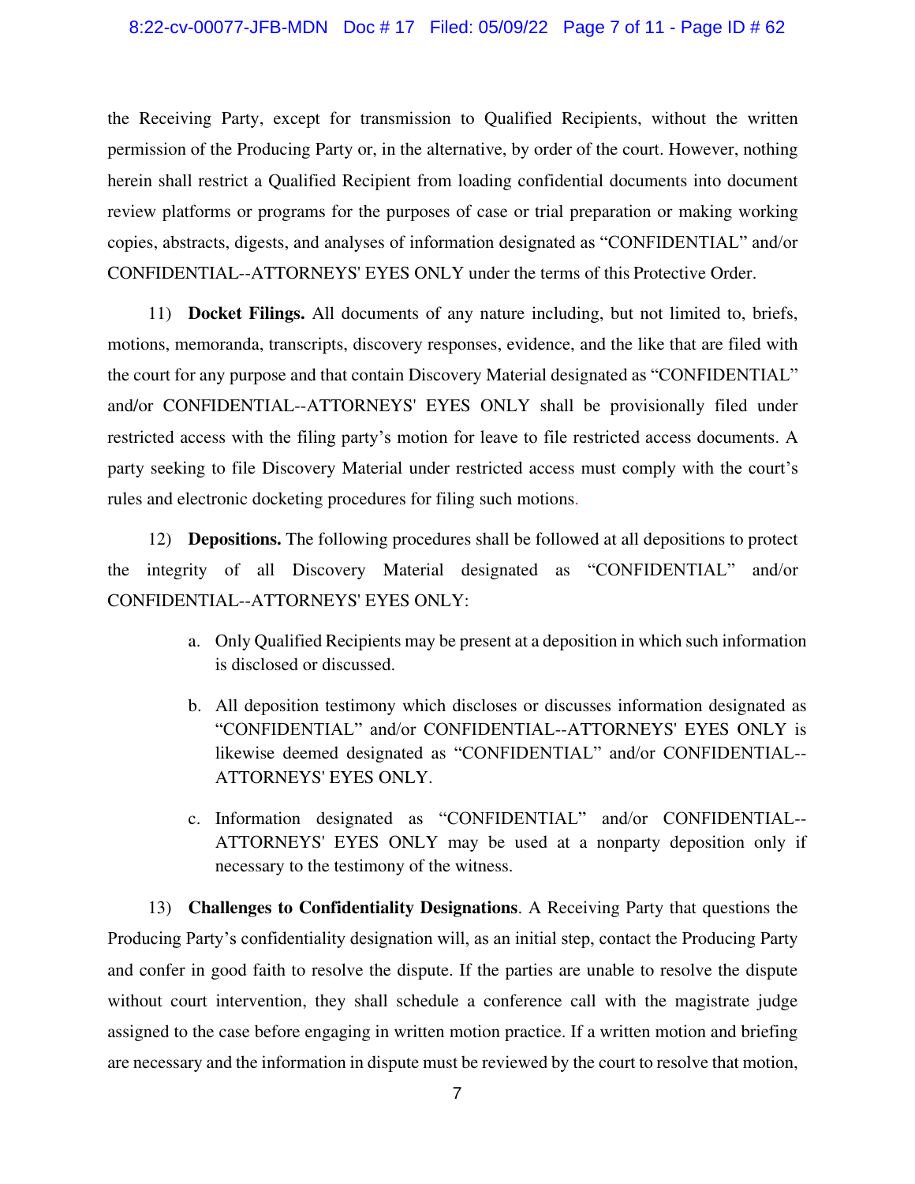the Receiving Party, except for transmission to Qualified Recipients, without the written permission of the Producing Party or, in the alternative, by order of the court. However, nothing herein shall restrict a Qualified Recipient from loading confidential documents into document review platforms or programs for the purposes of case or trial preparation or making working copies, abstracts, digests, and analyses of information designated as “CONFIDENTIAL” and/or CONFIDENTIAL--ATTORNEYS' EYES ONLY under the terms of this Protective Order.

11) **Docket Filings.** All documents of any nature including, but not limited to, briefs, motions, memoranda, transcripts, discovery responses, evidence, and the like that are filed with the court for any purpose and that contain Discovery Material designated as “CONFIDENTIAL” and/or CONFIDENTIAL--ATTORNEYS' EYES ONLY shall be provisionally filed under restricted access with the filing party’s motion for leave to file restricted access documents. A party seeking to file Discovery Material under restricted access must comply with the court’s rules and electronic docketing procedures for filing such motions.

12) **Depositions.** The following procedures shall be followed at all depositions to protect the integrity of all Discovery Material designated as “CONFIDENTIAL” and/or CONFIDENTIAL--ATTORNEYS' EYES ONLY:

a. Only Qualified Recipients may be present at a deposition in which such information is disclosed or discussed.

b. All deposition testimony which discloses or discusses information designated as “CONFIDENTIAL” and/or CONFIDENTIAL--ATTORNEYS' EYES ONLY is likewise deemed designated as “CONFIDENTIAL” and/or CONFIDENTIAL--ATTORNEYS' EYES ONLY.

c. Information designated as “CONFIDENTIAL” and/or CONFIDENTIAL--ATTORNEYS' EYES ONLY may be used at a nonparty deposition only if necessary to the testimony of the witness.

13) **Challenges to Confidentiality Designations**. A Receiving Party that questions the Producing Party’s confidentiality designation will, as an initial step, contact the Producing Party and confer in good faith to resolve the dispute. If the parties are unable to resolve the dispute without court intervention, they shall schedule a conference call with the magistrate judge assigned to the case before engaging in written motion practice. If a written motion and briefing are necessary and the information in dispute must be reviewed by the court to resolve that motion,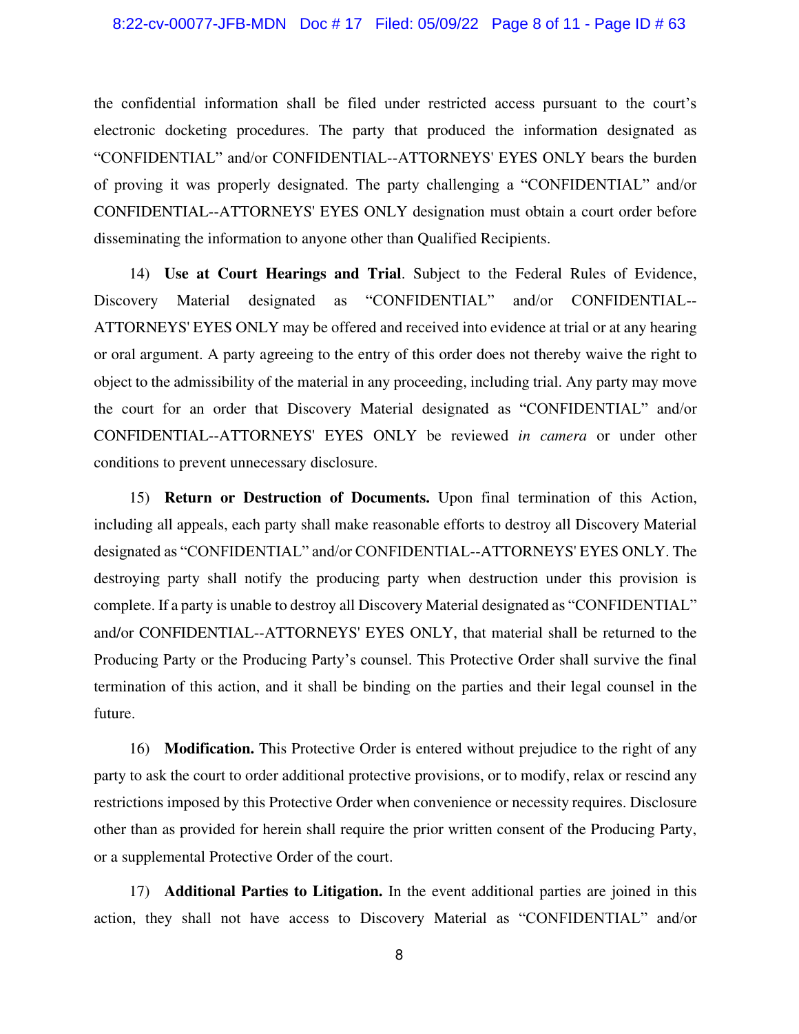the confidential information shall be filed under restricted access pursuant to the court's electronic docketing procedures. The party that produced the information designated as "CONFIDENTIAL" and/or CONFIDENTIAL--ATTORNEYS' EYES ONLY bears the burden of proving it was properly designated. The party challenging a "CONFIDENTIAL" and/or CONFIDENTIAL--ATTORNEYS' EYES ONLY designation must obtain a court order before disseminating the information to anyone other than Qualified Recipients.

14) **Use at Court Hearings and Trial**. Subject to the Federal Rules of Evidence, Discovery Material designated as "CONFIDENTIAL" and/or CONFIDENTIAL--ATTORNEYS' EYES ONLY may be offered and received into evidence at trial or at any hearing or oral argument. A party agreeing to the entry of this order does not thereby waive the right to object to the admissibility of the material in any proceeding, including trial. Any party may move the court for an order that Discovery Material designated as "CONFIDENTIAL" and/or CONFIDENTIAL--ATTORNEYS' EYES ONLY be reviewed *in camera* or under other conditions to prevent unnecessary disclosure.

15) **Return or Destruction of Documents.** Upon final termination of this Action, including all appeals, each party shall make reasonable efforts to destroy all Discovery Material designated as "CONFIDENTIAL" and/or CONFIDENTIAL--ATTORNEYS' EYES ONLY. The destroying party shall notify the producing party when destruction under this provision is complete. If a party is unable to destroy all Discovery Material designated as "CONFIDENTIAL" and/or CONFIDENTIAL--ATTORNEYS' EYES ONLY, that material shall be returned to the Producing Party or the Producing Party's counsel. This Protective Order shall survive the final termination of this action, and it shall be binding on the parties and their legal counsel in the future.

16) **Modification.** This Protective Order is entered without prejudice to the right of any party to ask the court to order additional protective provisions, or to modify, relax or rescind any restrictions imposed by this Protective Order when convenience or necessity requires. Disclosure other than as provided for herein shall require the prior written consent of the Producing Party, or a supplemental Protective Order of the court.

17) **Additional Parties to Litigation.** In the event additional parties are joined in this action, they shall not have access to Discovery Material as "CONFIDENTIAL" and/or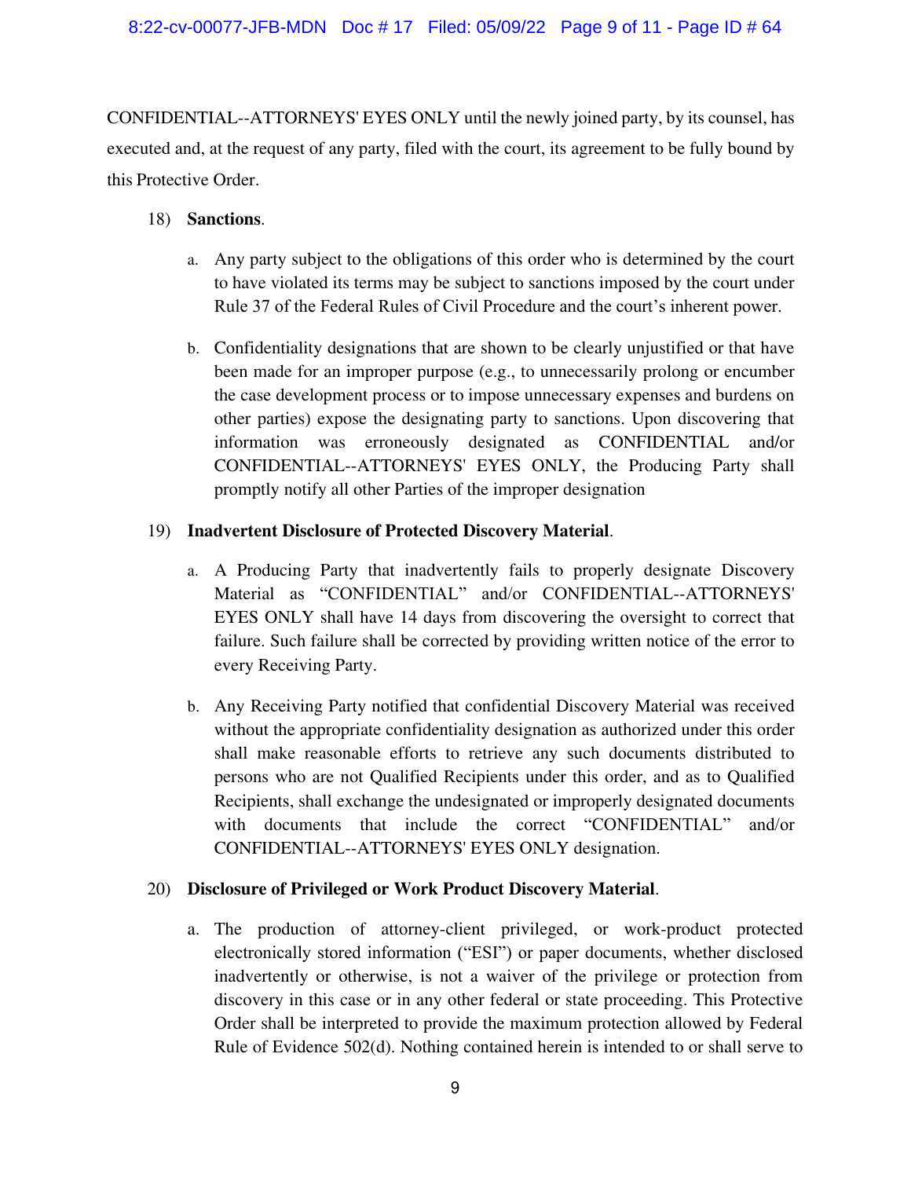CONFIDENTIAL--ATTORNEYS' EYES ONLY until the newly joined party, by its counsel, has executed and, at the request of any party, filed with the court, its agreement to be fully bound by this Protective Order.

18) **Sanctions**.

a. Any party subject to the obligations of this order who is determined by the court to have violated its terms may be subject to sanctions imposed by the court under Rule 37 of the Federal Rules of Civil Procedure and the court's inherent power.

b. Confidentiality designations that are shown to be clearly unjustified or that have been made for an improper purpose (e.g., to unnecessarily prolong or encumber the case development process or to impose unnecessary expenses and burdens on other parties) expose the designating party to sanctions. Upon discovering that information was erroneously designated as CONFIDENTIAL and/or CONFIDENTIAL--ATTORNEYS' EYES ONLY, the Producing Party shall promptly notify all other Parties of the improper designation

19) **Inadvertent Disclosure of Protected Discovery Material**.

a. A Producing Party that inadvertently fails to properly designate Discovery Material as "CONFIDENTIAL" and/or CONFIDENTIAL--ATTORNEYS' EYES ONLY shall have 14 days from discovering the oversight to correct that failure. Such failure shall be corrected by providing written notice of the error to every Receiving Party.

b. Any Receiving Party notified that confidential Discovery Material was received without the appropriate confidentiality designation as authorized under this order shall make reasonable efforts to retrieve any such documents distributed to persons who are not Qualified Recipients under this order, and as to Qualified Recipients, shall exchange the undesignated or improperly designated documents with documents that include the correct "CONFIDENTIAL" and/or CONFIDENTIAL--ATTORNEYS' EYES ONLY designation.

20) **Disclosure of Privileged or Work Product Discovery Material**.

a. The production of attorney-client privileged, or work-product protected electronically stored information ("ESI") or paper documents, whether disclosed inadvertently or otherwise, is not a waiver of the privilege or protection from discovery in this case or in any other federal or state proceeding. This Protective Order shall be interpreted to provide the maximum protection allowed by Federal Rule of Evidence 502(d). Nothing contained herein is intended to or shall serve to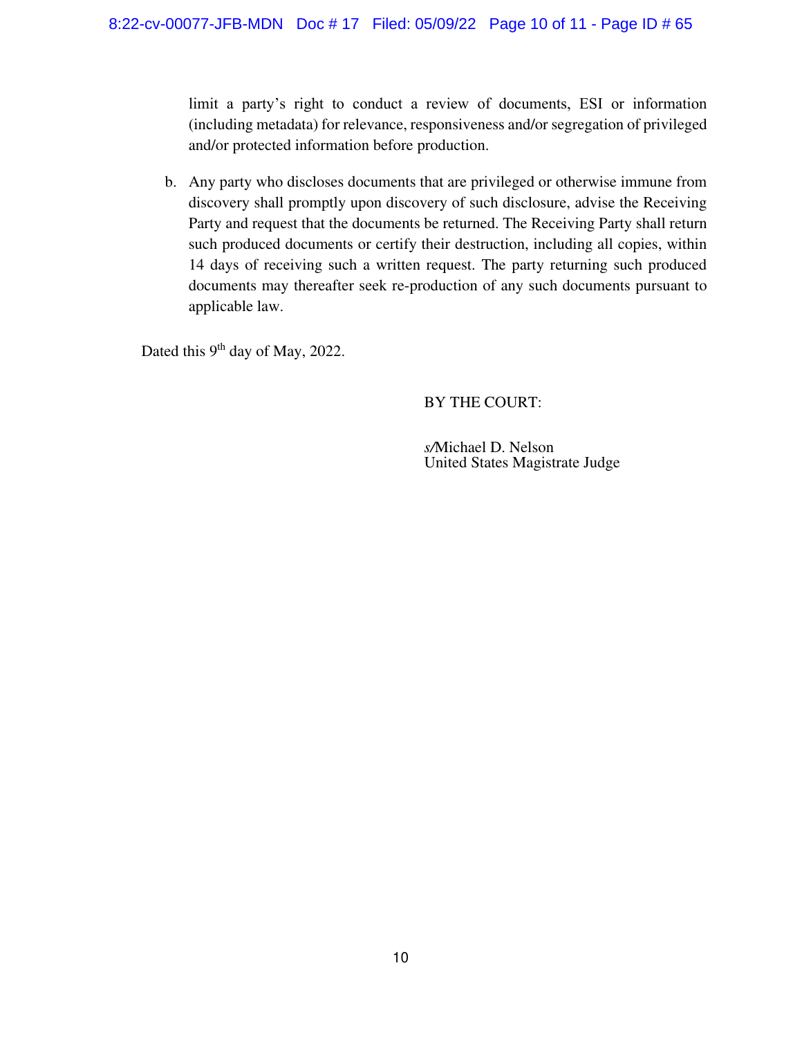limit a party's right to conduct a review of documents, ESI or information (including metadata) for relevance, responsiveness and/or segregation of privileged and/or protected information before production.

b. Any party who discloses documents that are privileged or otherwise immune from discovery shall promptly upon discovery of such disclosure, advise the Receiving Party and request that the documents be returned. The Receiving Party shall return such produced documents or certify their destruction, including all copies, within 14 days of receiving such a written request. The party returning such produced documents may thereafter seek re-production of any such documents pursuant to applicable law.

Dated this 9th day of May, 2022.

BY THE COURT:

*s/*Michael D. Nelson
United States Magistrate Judge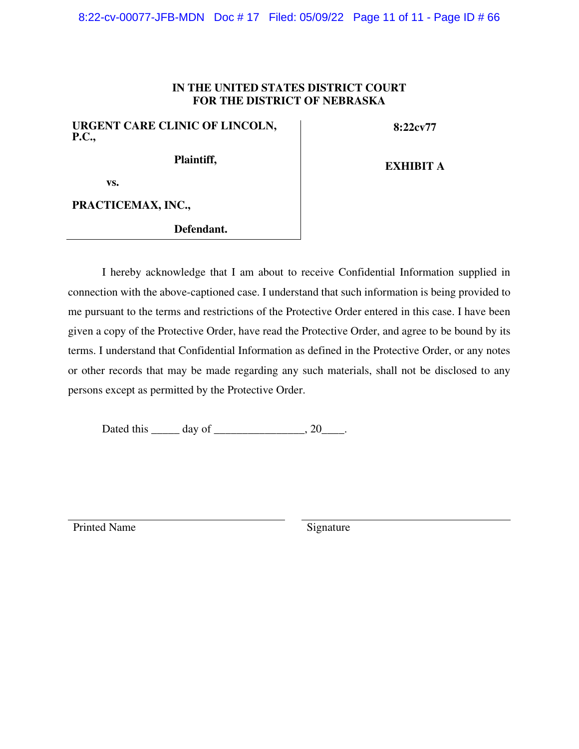**IN THE UNITED STATES DISTRICT COURT**
**FOR THE DISTRICT OF NEBRASKA**

| | |
|---|---|
| **URGENT CARE CLINIC OF LINCOLN, P.C.,** | **8:22cv77** |
| **Plaintiff,** | |
| **vs.** | **EXHIBIT A** |
| **PRACTICEMAX, INC.,** | |
| **Defendant.** | |

I hereby acknowledge that I am about to receive Confidential Information supplied in connection with the above-captioned case. I understand that such information is being provided to me pursuant to the terms and restrictions of the Protective Order entered in this case. I have been given a copy of the Protective Order, have read the Protective Order, and agree to be bound by its terms. I understand that Confidential Information as defined in the Protective Order, or any notes or other records that may be made regarding any such materials, shall not be disclosed to any persons except as permitted by the Protective Order.

Dated this _____ day of ________________, 20____.

___________________________________ ___________________________________
Printed Name Signature